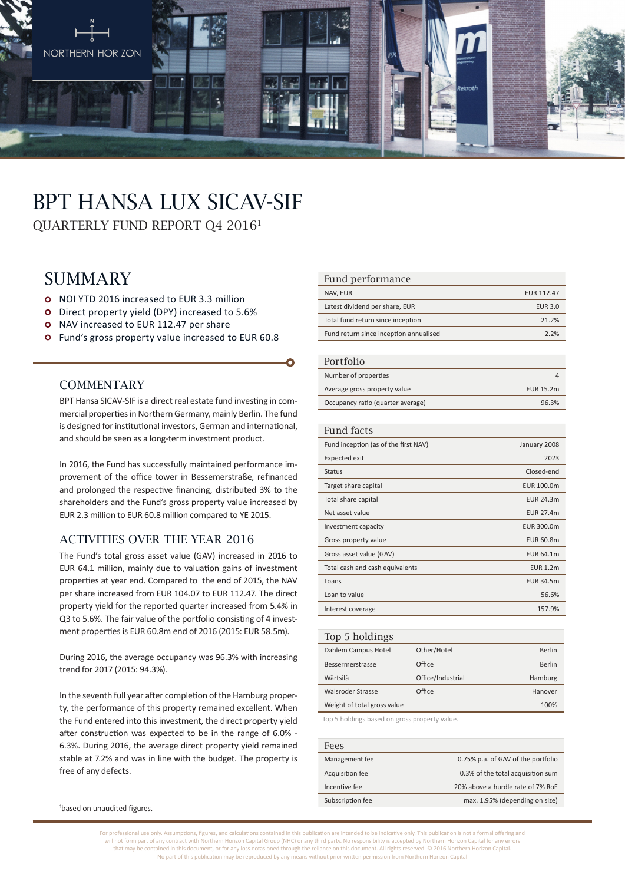NORTHERN HORIZON

# BPT HANSA LUX SICAV-SIF

QUARTERLY FUND REPORT Q4 2016[1]

## SUMMARY

- NOI YTD 2016 increased to EUR 3.3 million
- Direct property yield (DPY) increased to 5.6%
- NAV increased to EUR 112.47 per share
- Fund's gross property value increased to EUR 60.8

### COMMENTARY

BPT Hansa SICAV-SIF is a direct real estate fund investing in commercial properties in Northern Germany, mainly Berlin. The fund is designed for institutional investors, German and international, and should be seen as a long-term investment product.

In 2016, the Fund has successfully maintained performance improvement of the office tower in Bessemerstraße, refinanced and prolonged the respective financing, distributed 3% to the shareholders and the Fund's gross property value increased by EUR 2.3 million to EUR 60.8 million compared to YE 2015.

### ACTIVITIES OVER THE YEAR 2016

The Fund's total gross asset value (GAV) increased in 2016 to EUR 64.1 million, mainly due to valuation gains of investment properties at year end. Compared to the end of 2015, the NAV per share increased from EUR 104.07 to EUR 112.47. The direct property yield for the reported quarter increased from 5.4% in Q3 to 5.6%. The fair value of the portfolio consisting of 4 investment properties is EUR 60.8m end of 2016 (2015: EUR 58.5m).

During 2016, the average occupancy was 96.3% with increasing trend for 2017 (2015: 94.3%).

In the seventh full year after completion of the Hamburg property, the performance of this property remained excellent. When the Fund entered into this investment, the direct property yield after construction was expected to be in the range of 6.0% - 6.3%. During 2016, the average direct property yield remained stable at 7.2% and was in line with the budget. The property is free of any defects.

| Fund performance | |
|---|---|
| NAV, EUR | EUR 112.47 |
| Latest dividend per share, EUR | EUR 3.0 |
| Total fund return since inception | 21.2% |
| Fund return since inception annualised | 2.2% |

| Portfolio | |
|---|---|
| Number of properties | 4 |
| Average gross property value | EUR 15.2m |
| Occupancy ratio (quarter average) | 96.3% |

| Fund facts | |
|---|---|
| Fund inception (as of the first NAV) | January 2008 |
| Expected exit | 2023 |
| Status | Closed-end |
| Target share capital | EUR 100.0m |
| Total share capital | EUR 24.3m |
| Net asset value | EUR 27.4m |
| Investment capacity | EUR 300.0m |
| Gross property value | EUR 60.8m |
| Gross asset value (GAV) | EUR 64.1m |
| Total cash and cash equivalents | EUR 1.2m |
| Loans | EUR 34.5m |
| Loan to value | 56.6% |
| Interest coverage | 157.9% |

| Top 5 holdings | | |
|---|---|---|
| Dahlem Campus Hotel | Other/Hotel | Berlin |
| Bessemerstrasse | Office | Berlin |
| Wärtsilä | Office/Industrial | Hamburg |
| Walsroder Strasse | Office | Hanover |
| Weight of total gross value | | 100% |

Top 5 holdings based on gross property value.

| Fees | |
|---|---|
| Management fee | 0.75% p.a. of GAV of the portfolio |
| Acquisition fee | 0.3% of the total acquisition sum |
| Incentive fee | 20% above a hurdle rate of 7% RoE |
| Subscription fee | max. 1.95% (depending on size) |

[1]based on unaudited figures.

For professional use only. Assumptions, figures, and calculations contained in this publication are intended to be indicative only. This publication is not a formal offering and will not form part of any contract with Northern Horizon Capital Group (NHC) or any third party. No responsibility is accepted by Northern Horizon Capital for any errors that may be contained in this document, or for any loss occasioned through the reliance on this document. All rights reserved. © 2016 Northern Horizon Capital. No part of this publication may be reproduced by any means without prior written permission from Northern Horizon Capital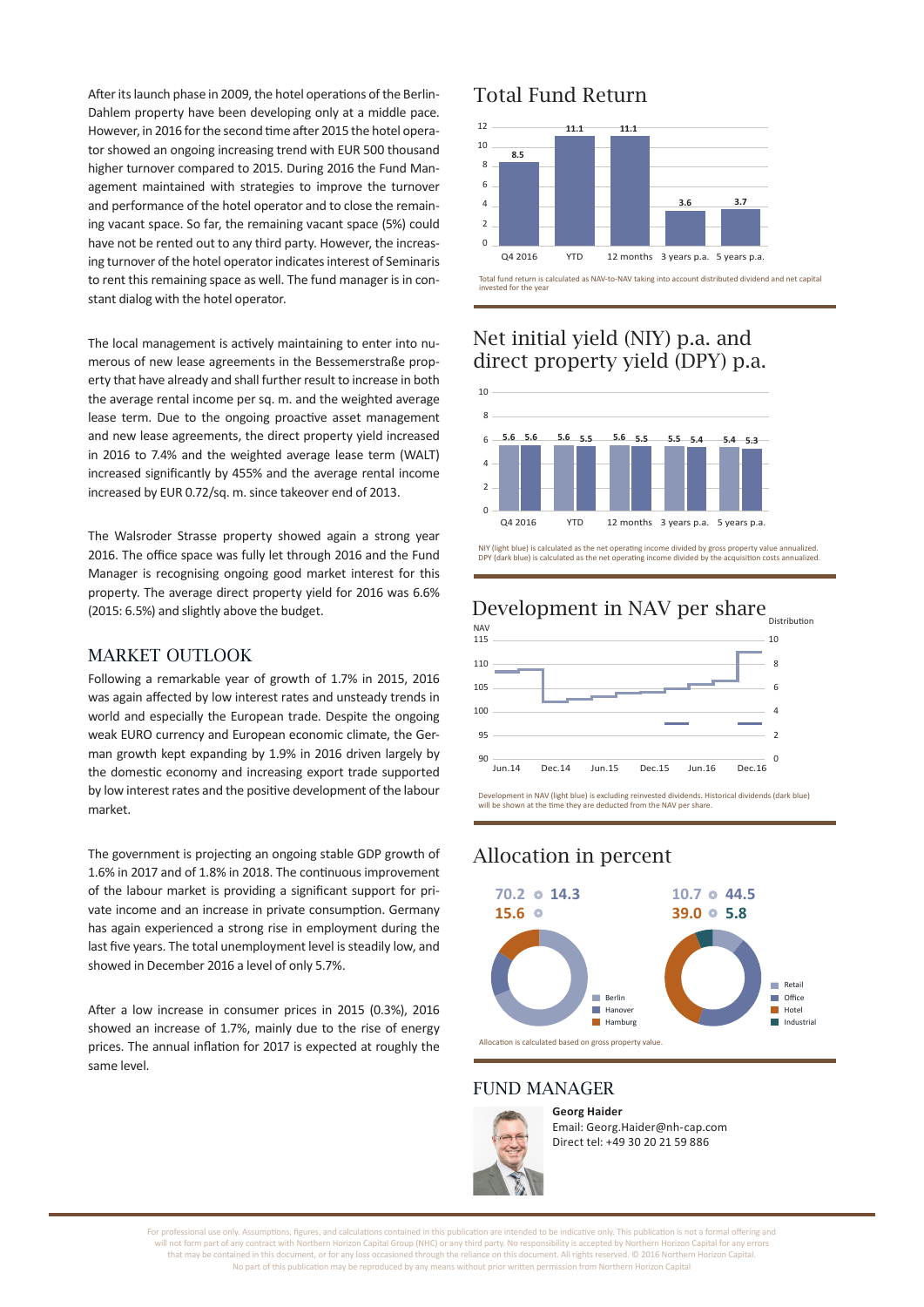After its launch phase in 2009, the hotel operations of the Berlin-Dahlem property have been developing only at a middle pace. However, in 2016 for the second time after 2015 the hotel operator showed an ongoing increasing trend with EUR 500 thousand higher turnover compared to 2015. During 2016 the Fund Management maintained with strategies to improve the turnover and performance of the hotel operator and to close the remaining vacant space. So far, the remaining vacant space (5%) could have not be rented out to any third party. However, the increasing turnover of the hotel operator indicates interest of Seminaris to rent this remaining space as well. The fund manager is in constant dialog with the hotel operator.

The local management is actively maintaining to enter into numerous of new lease agreements in the Bessemerstraße property that have already and shall further result to increase in both the average rental income per sq. m. and the weighted average lease term. Due to the ongoing proactive asset management and new lease agreements, the direct property yield increased in 2016 to 7.4% and the weighted average lease term (WALT) increased significantly by 455% and the average rental income increased by EUR 0.72/sq. m. since takeover end of 2013.

The Walsroder Strasse property showed again a strong year 2016. The office space was fully let through 2016 and the Fund Manager is recognising ongoing good market interest for this property. The average direct property yield for 2016 was 6.6% (2015: 6.5%) and slightly above the budget.

## MARKET OUTLOOK

Following a remarkable year of growth of 1.7% in 2015, 2016 was again affected by low interest rates and unsteady trends in world and especially the European trade. Despite the ongoing weak EURO currency and European economic climate, the German growth kept expanding by 1.9% in 2016 driven largely by the domestic economy and increasing export trade supported by low interest rates and the positive development of the labour market.

The government is projecting an ongoing stable GDP growth of 1.6% in 2017 and of 1.8% in 2018. The continuous improvement of the labour market is providing a significant support for private income and an increase in private consumption. Germany has again experienced a strong rise in employment during the last five years. The total unemployment level is steadily low, and showed in December 2016 a level of only 5.7%.

After a low increase in consumer prices in 2015 (0.3%), 2016 showed an increase of 1.7%, mainly due to the rise of energy prices. The annual inflation for 2017 is expected at roughly the same level.

## Total Fund Return

8.5
11.1
11.1
3.6
3.7

Q4 2016, YTD, 12 months, 3 years p.a., 5 years p.a.

Total fund return is calculated as NAV-to-NAV taking into account distributed dividend and net capital invested for the year

## Net initial yield (NIY) p.a. and direct property yield (DPY) p.a.

Q4 2016: 5.6 5.6
YTD: 5.6 5.5
12 months: 5.6 5.5
3 years p.a.: 5.5 5.4
5 years p.a.: 5.4 5.3

NIY (light blue) is calculated as the net operating income divided by gross property value annualized.
DPY (dark blue) is calculated as the net operating income divided by the acquisition costs annualized.

## Development in NAV per share

NAV
Distribution

Jun.14, Dec.14, Jun.15, Dec.15, Jun.16, Dec.16

Development in NAV (light blue) is excluding reinvested dividends. Historical dividends (dark blue) will be shown at the time they are deducted from the NAV per share.

## Allocation in percent

70.2 14.3
15.6

Berlin
Hanover
Hamburg

10.7 44.5
39.0 5.8

Retail
Office
Hotel
Industrial

Allocation is calculated based on gross property value.

## FUND MANAGER

**Georg Haider**
Email: Georg.Haider@nh-cap.com
Direct tel: +49 30 20 21 59 886

For professional use only. Assumptions, figures, and calculations contained in this publication are intended to be indicative only. This publication is not a formal offering and will not form part of any contract with Northern Horizon Capital Group (NHC) or any third party. No responsibility is accepted by Northern Horizon Capital for any errors that may be contained in this document, or for any loss occasioned through the reliance on this document. All rights reserved. © 2016 Northern Horizon Capital. No part of this publication may be reproduced by any means without prior written permission from Northern Horizon Capital